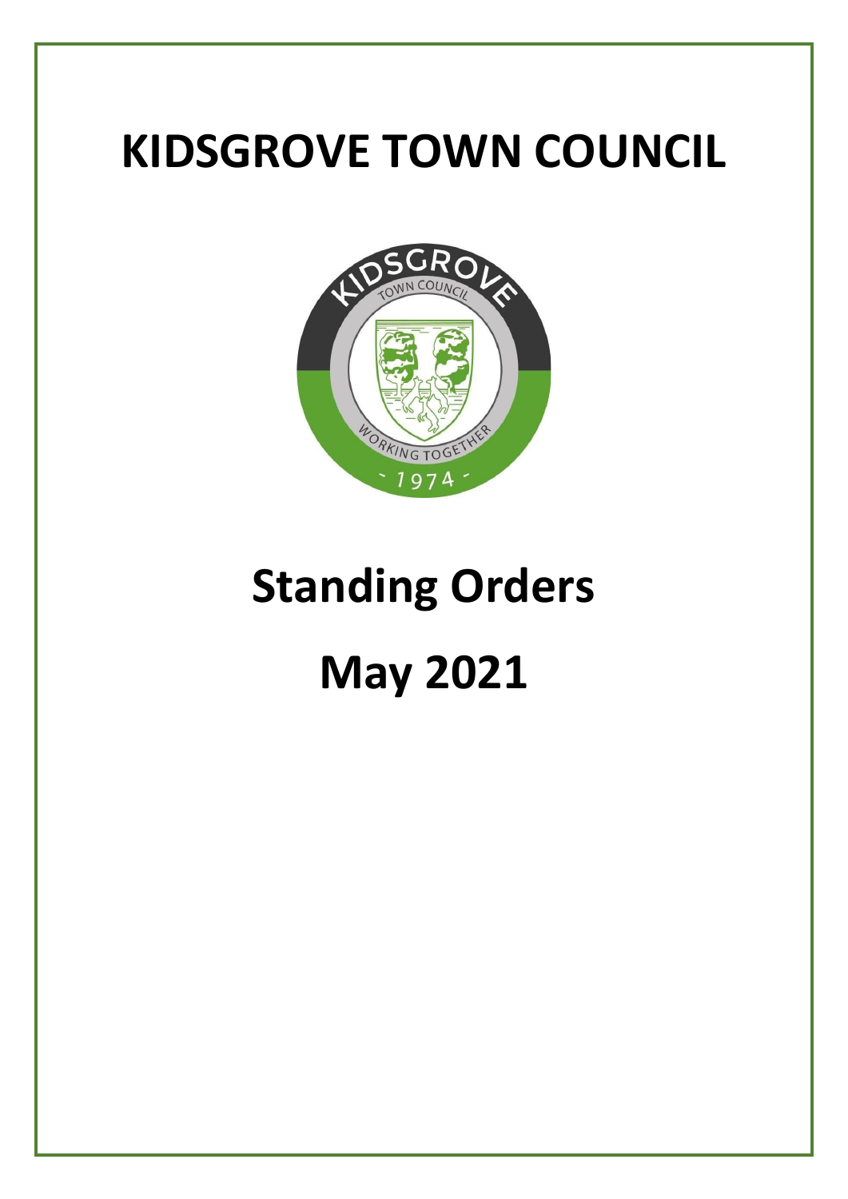# KIDSGROVE TOWN COUNCIL

# Standing Orders

# May 2021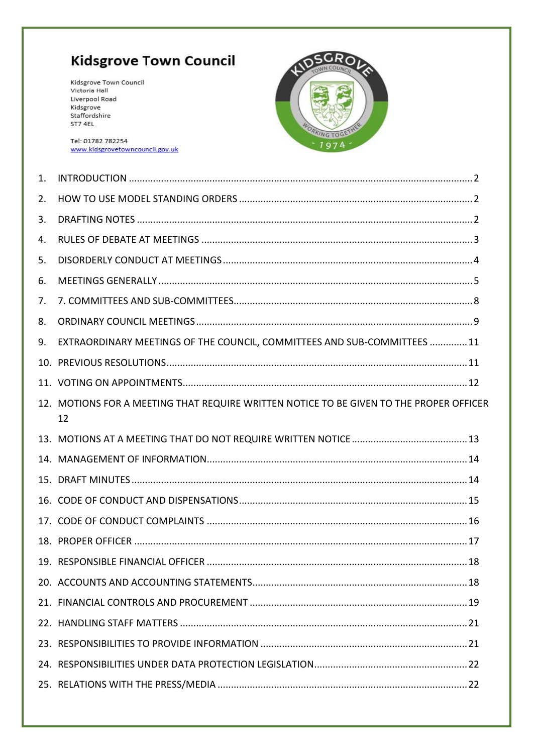# Kidsgrove Town Council

Kidsgrove Town Council
Victoria Hall
Liverpool Road
Kidsgrove
Staffordshire
ST7 4EL

Tel: 01782 782254
www.kidsgrovetowncouncil.gov.uk

1. INTRODUCTION ..... 2
2. HOW TO USE MODEL STANDING ORDERS ..... 2
3. DRAFTING NOTES ..... 2
4. RULES OF DEBATE AT MEETINGS ..... 3
5. DISORDERLY CONDUCT AT MEETINGS ..... 4
6. MEETINGS GENERALLY ..... 5
7. 7. COMMITTEES AND SUB-COMMITTEES ..... 8
8. ORDINARY COUNCIL MEETINGS ..... 9
9. EXTRAORDINARY MEETINGS OF THE COUNCIL, COMMITTEES AND SUB-COMMITTEES ..... 11
10. PREVIOUS RESOLUTIONS ..... 11
11. VOTING ON APPOINTMENTS ..... 12
12. MOTIONS FOR A MEETING THAT REQUIRE WRITTEN NOTICE TO BE GIVEN TO THE PROPER OFFICER 12
13. MOTIONS AT A MEETING THAT DO NOT REQUIRE WRITTEN NOTICE ..... 13
14. MANAGEMENT OF INFORMATION ..... 14
15. DRAFT MINUTES ..... 14
16. CODE OF CONDUCT AND DISPENSATIONS ..... 15
17. CODE OF CONDUCT COMPLAINTS ..... 16
18. PROPER OFFICER ..... 17
19. RESPONSIBLE FINANCIAL OFFICER ..... 18
20. ACCOUNTS AND ACCOUNTING STATEMENTS ..... 18
21. FINANCIAL CONTROLS AND PROCUREMENT ..... 19
22. HANDLING STAFF MATTERS ..... 21
23. RESPONSIBILITIES TO PROVIDE INFORMATION ..... 21
24. RESPONSIBILITIES UNDER DATA PROTECTION LEGISLATION ..... 22
25. RELATIONS WITH THE PRESS/MEDIA ..... 22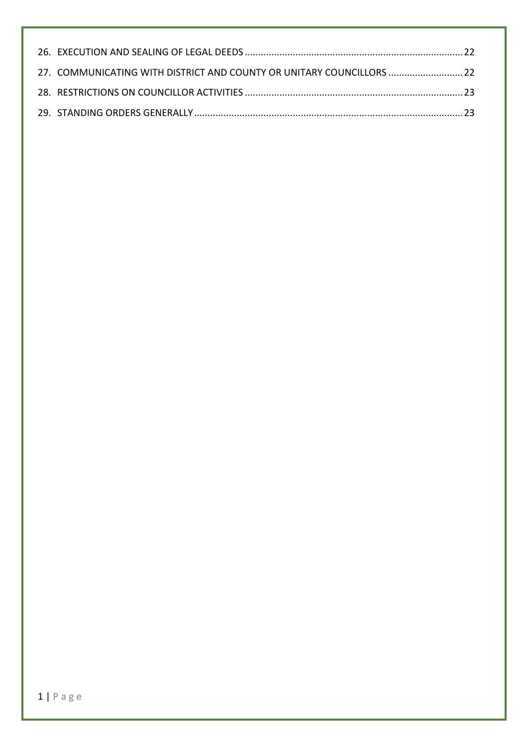26. EXECUTION AND SEALING OF LEGAL DEEDS ..... 22
27. COMMUNICATING WITH DISTRICT AND COUNTY OR UNITARY COUNCILLORS ..... 22
28. RESTRICTIONS ON COUNCILLOR ACTIVITIES ..... 23
29. STANDING ORDERS GENERALLY ..... 23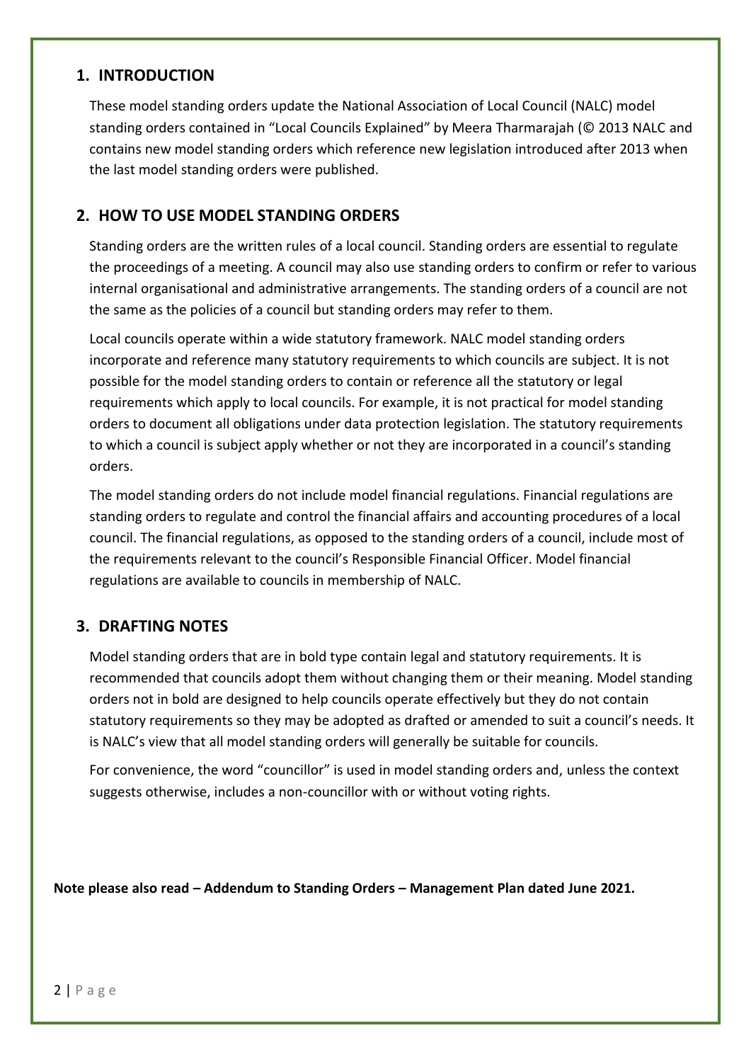## 1. INTRODUCTION

These model standing orders update the National Association of Local Council (NALC) model standing orders contained in "Local Councils Explained" by Meera Tharmarajah (© 2013 NALC and contains new model standing orders which reference new legislation introduced after 2013 when the last model standing orders were published.

## 2. HOW TO USE MODEL STANDING ORDERS

Standing orders are the written rules of a local council. Standing orders are essential to regulate the proceedings of a meeting. A council may also use standing orders to confirm or refer to various internal organisational and administrative arrangements. The standing orders of a council are not the same as the policies of a council but standing orders may refer to them.

Local councils operate within a wide statutory framework. NALC model standing orders incorporate and reference many statutory requirements to which councils are subject. It is not possible for the model standing orders to contain or reference all the statutory or legal requirements which apply to local councils. For example, it is not practical for model standing orders to document all obligations under data protection legislation. The statutory requirements to which a council is subject apply whether or not they are incorporated in a council's standing orders.

The model standing orders do not include model financial regulations. Financial regulations are standing orders to regulate and control the financial affairs and accounting procedures of a local council. The financial regulations, as opposed to the standing orders of a council, include most of the requirements relevant to the council's Responsible Financial Officer. Model financial regulations are available to councils in membership of NALC.

## 3. DRAFTING NOTES

Model standing orders that are in bold type contain legal and statutory requirements. It is recommended that councils adopt them without changing them or their meaning. Model standing orders not in bold are designed to help councils operate effectively but they do not contain statutory requirements so they may be adopted as drafted or amended to suit a council's needs. It is NALC's view that all model standing orders will generally be suitable for councils.

For convenience, the word "councillor" is used in model standing orders and, unless the context suggests otherwise, includes a non-councillor with or without voting rights.

**Note please also read – Addendum to Standing Orders – Management Plan dated June 2021.**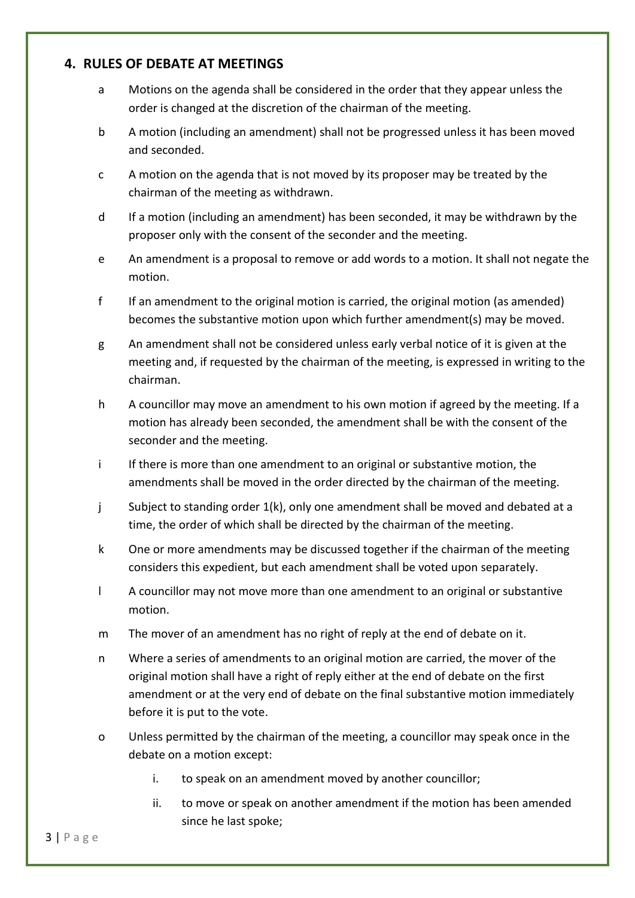## 4. RULES OF DEBATE AT MEETINGS

a Motions on the agenda shall be considered in the order that they appear unless the order is changed at the discretion of the chairman of the meeting.

b A motion (including an amendment) shall not be progressed unless it has been moved and seconded.

c A motion on the agenda that is not moved by its proposer may be treated by the chairman of the meeting as withdrawn.

d If a motion (including an amendment) has been seconded, it may be withdrawn by the proposer only with the consent of the seconder and the meeting.

e An amendment is a proposal to remove or add words to a motion. It shall not negate the motion.

f If an amendment to the original motion is carried, the original motion (as amended) becomes the substantive motion upon which further amendment(s) may be moved.

g An amendment shall not be considered unless early verbal notice of it is given at the meeting and, if requested by the chairman of the meeting, is expressed in writing to the chairman.

h A councillor may move an amendment to his own motion if agreed by the meeting. If a motion has already been seconded, the amendment shall be with the consent of the seconder and the meeting.

i If there is more than one amendment to an original or substantive motion, the amendments shall be moved in the order directed by the chairman of the meeting.

j Subject to standing order 1(k), only one amendment shall be moved and debated at a time, the order of which shall be directed by the chairman of the meeting.

k One or more amendments may be discussed together if the chairman of the meeting considers this expedient, but each amendment shall be voted upon separately.

l A councillor may not move more than one amendment to an original or substantive motion.

m The mover of an amendment has no right of reply at the end of debate on it.

n Where a series of amendments to an original motion are carried, the mover of the original motion shall have a right of reply either at the end of debate on the first amendment or at the very end of debate on the final substantive motion immediately before it is put to the vote.

o Unless permitted by the chairman of the meeting, a councillor may speak once in the debate on a motion except:

   i. to speak on an amendment moved by another councillor;

   ii. to move or speak on another amendment if the motion has been amended since he last spoke;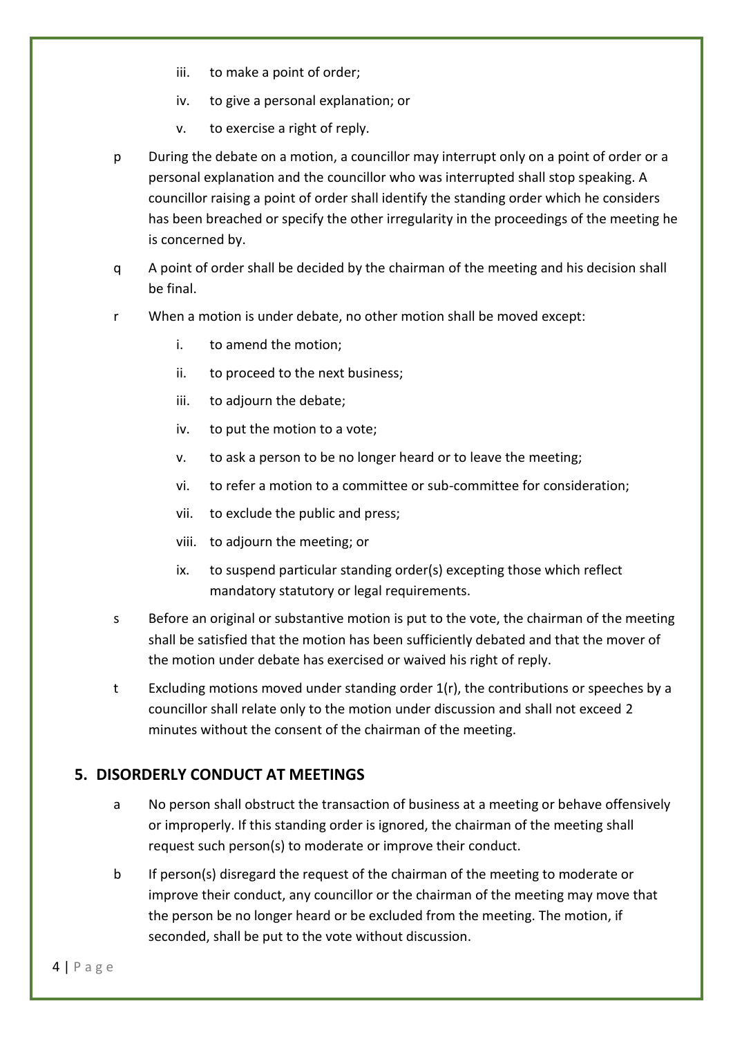iii. to make a point of order;

   iv. to give a personal explanation; or

   v. to exercise a right of reply.

p During the debate on a motion, a councillor may interrupt only on a point of order or a personal explanation and the councillor who was interrupted shall stop speaking. A councillor raising a point of order shall identify the standing order which he considers has been breached or specify the other irregularity in the proceedings of the meeting he is concerned by.

q A point of order shall be decided by the chairman of the meeting and his decision shall be final.

r When a motion is under debate, no other motion shall be moved except:

   i. to amend the motion;

   ii. to proceed to the next business;

   iii. to adjourn the debate;

   iv. to put the motion to a vote;

   v. to ask a person to be no longer heard or to leave the meeting;

   vi. to refer a motion to a committee or sub-committee for consideration;

   vii. to exclude the public and press;

   viii. to adjourn the meeting; or

   ix. to suspend particular standing order(s) excepting those which reflect mandatory statutory or legal requirements.

s Before an original or substantive motion is put to the vote, the chairman of the meeting shall be satisfied that the motion has been sufficiently debated and that the mover of the motion under debate has exercised or waived his right of reply.

t Excluding motions moved under standing order 1(r), the contributions or speeches by a councillor shall relate only to the motion under discussion and shall not exceed 2 minutes without the consent of the chairman of the meeting.

## 5. DISORDERLY CONDUCT AT MEETINGS

a No person shall obstruct the transaction of business at a meeting or behave offensively or improperly. If this standing order is ignored, the chairman of the meeting shall request such person(s) to moderate or improve their conduct.

b If person(s) disregard the request of the chairman of the meeting to moderate or improve their conduct, any councillor or the chairman of the meeting may move that the person be no longer heard or be excluded from the meeting. The motion, if seconded, shall be put to the vote without discussion.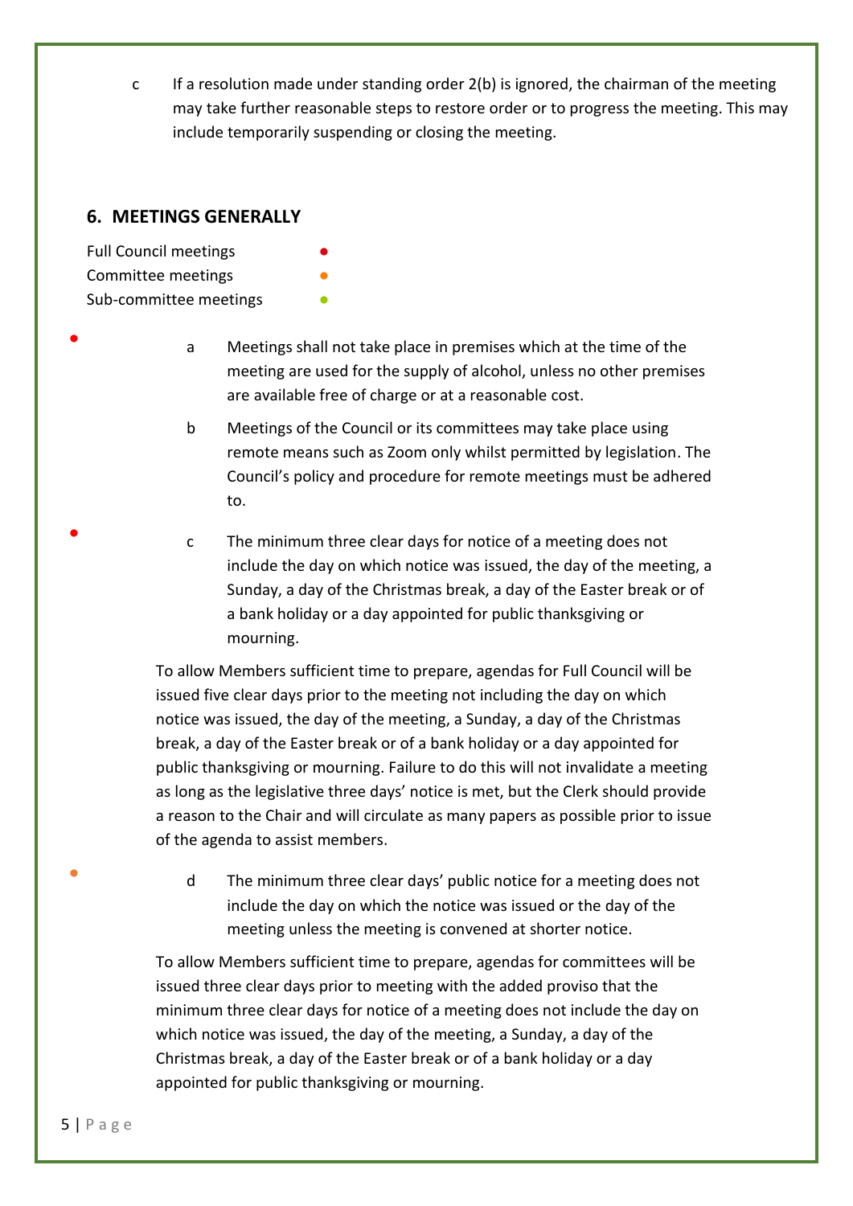c If a resolution made under standing order 2(b) is ignored, the chairman of the meeting may take further reasonable steps to restore order or to progress the meeting. This may include temporarily suspending or closing the meeting.

## 6. MEETINGS GENERALLY

Full Council meetings ●
Committee meetings ●
Sub-committee meetings ●

● a Meetings shall not take place in premises which at the time of the meeting are used for the supply of alcohol, unless no other premises are available free of charge or at a reasonable cost.

b Meetings of the Council or its committees may take place using remote means such as Zoom only whilst permitted by legislation. The Council's policy and procedure for remote meetings must be adhered to.

● c The minimum three clear days for notice of a meeting does not include the day on which notice was issued, the day of the meeting, a Sunday, a day of the Christmas break, a day of the Easter break or of a bank holiday or a day appointed for public thanksgiving or mourning.

To allow Members sufficient time to prepare, agendas for Full Council will be issued five clear days prior to the meeting not including the day on which notice was issued, the day of the meeting, a Sunday, a day of the Christmas break, a day of the Easter break or of a bank holiday or a day appointed for public thanksgiving or mourning. Failure to do this will not invalidate a meeting as long as the legislative three days' notice is met, but the Clerk should provide a reason to the Chair and will circulate as many papers as possible prior to issue of the agenda to assist members.

● d The minimum three clear days' public notice for a meeting does not include the day on which the notice was issued or the day of the meeting unless the meeting is convened at shorter notice.

To allow Members sufficient time to prepare, agendas for committees will be issued three clear days prior to meeting with the added proviso that the minimum three clear days for notice of a meeting does not include the day on which notice was issued, the day of the meeting, a Sunday, a day of the Christmas break, a day of the Easter break or of a bank holiday or a day appointed for public thanksgiving or mourning.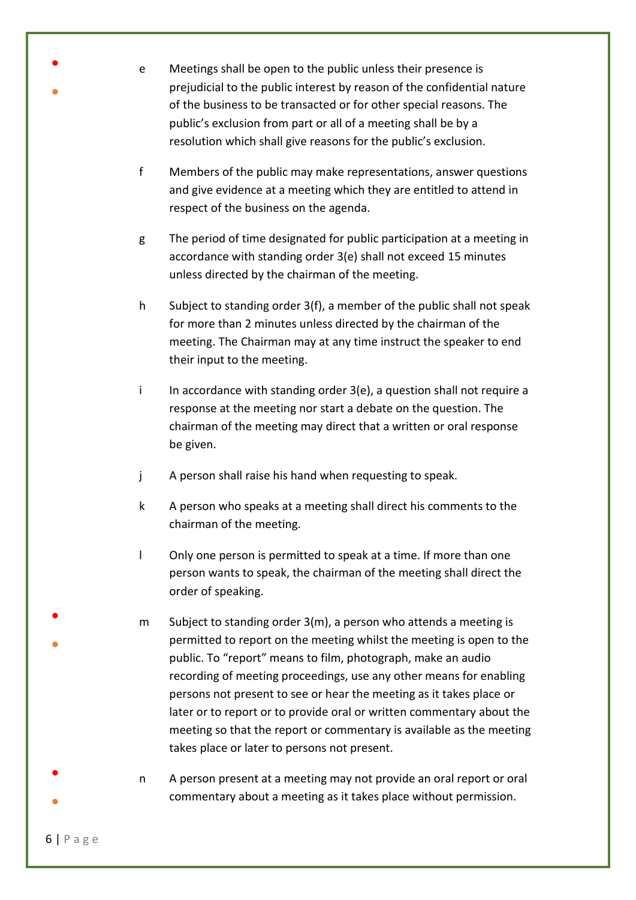e Meetings shall be open to the public unless their presence is prejudicial to the public interest by reason of the confidential nature of the business to be transacted or for other special reasons. The public's exclusion from part or all of a meeting shall be by a resolution which shall give reasons for the public's exclusion.

f Members of the public may make representations, answer questions and give evidence at a meeting which they are entitled to attend in respect of the business on the agenda.

g The period of time designated for public participation at a meeting in accordance with standing order 3(e) shall not exceed 15 minutes unless directed by the chairman of the meeting.

h Subject to standing order 3(f), a member of the public shall not speak for more than 2 minutes unless directed by the chairman of the meeting. The Chairman may at any time instruct the speaker to end their input to the meeting.

i In accordance with standing order 3(e), a question shall not require a response at the meeting nor start a debate on the question. The chairman of the meeting may direct that a written or oral response be given.

j A person shall raise his hand when requesting to speak.

k A person who speaks at a meeting shall direct his comments to the chairman of the meeting.

l Only one person is permitted to speak at a time. If more than one person wants to speak, the chairman of the meeting shall direct the order of speaking.

m Subject to standing order 3(m), a person who attends a meeting is permitted to report on the meeting whilst the meeting is open to the public. To "report" means to film, photograph, make an audio recording of meeting proceedings, use any other means for enabling persons not present to see or hear the meeting as it takes place or later or to report or to provide oral or written commentary about the meeting so that the report or commentary is available as the meeting takes place or later to persons not present.

n A person present at a meeting may not provide an oral report or oral commentary about a meeting as it takes place without permission.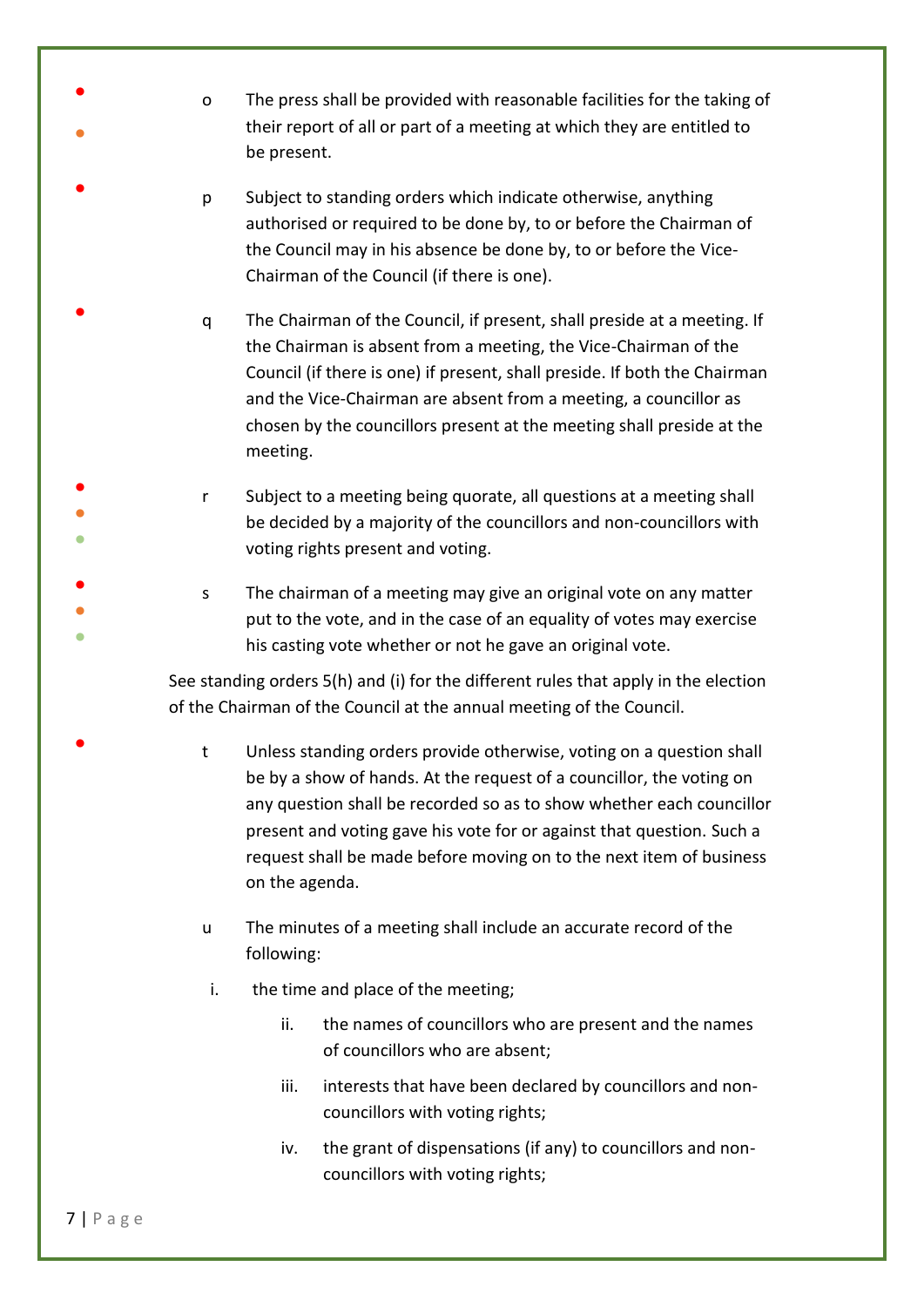o The press shall be provided with reasonable facilities for the taking of their report of all or part of a meeting at which they are entitled to be present.

p Subject to standing orders which indicate otherwise, anything authorised or required to be done by, to or before the Chairman of the Council may in his absence be done by, to or before the Vice-Chairman of the Council (if there is one).

q The Chairman of the Council, if present, shall preside at a meeting. If the Chairman is absent from a meeting, the Vice-Chairman of the Council (if there is one) if present, shall preside. If both the Chairman and the Vice-Chairman are absent from a meeting, a councillor as chosen by the councillors present at the meeting shall preside at the meeting.

r Subject to a meeting being quorate, all questions at a meeting shall be decided by a majority of the councillors and non-councillors with voting rights present and voting.

s The chairman of a meeting may give an original vote on any matter put to the vote, and in the case of an equality of votes may exercise his casting vote whether or not he gave an original vote.

See standing orders 5(h) and (i) for the different rules that apply in the election of the Chairman of the Council at the annual meeting of the Council.

t Unless standing orders provide otherwise, voting on a question shall be by a show of hands. At the request of a councillor, the voting on any question shall be recorded so as to show whether each councillor present and voting gave his vote for or against that question. Such a request shall be made before moving on to the next item of business on the agenda.

u The minutes of a meeting shall include an accurate record of the following:

i. the time and place of the meeting;

ii. the names of councillors who are present and the names of councillors who are absent;

iii. interests that have been declared by councillors and non-councillors with voting rights;

iv. the grant of dispensations (if any) to councillors and non-councillors with voting rights;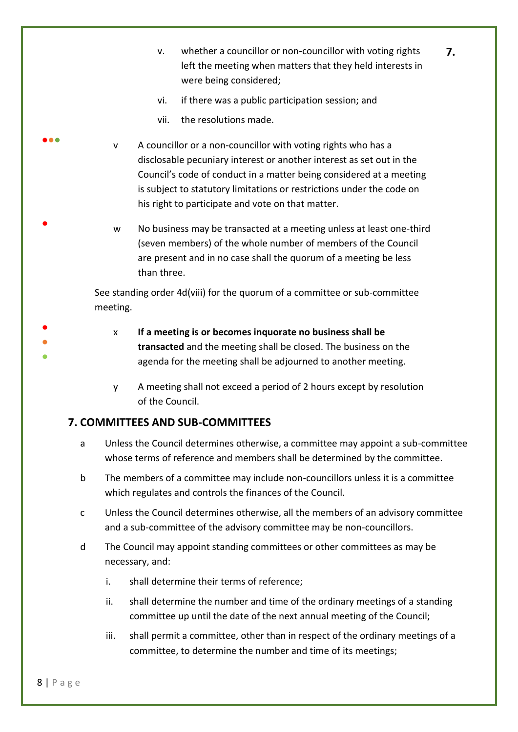v. whether a councillor or non-councillor with voting rights left the meeting when matters that they held interests in were being considered;

vi. if there was a public participation session; and

vii. the resolutions made.

v A councillor or a non-councillor with voting rights who has a disclosable pecuniary interest or another interest as set out in the Council's code of conduct in a matter being considered at a meeting is subject to statutory limitations or restrictions under the code on his right to participate and vote on that matter.

w No business may be transacted at a meeting unless at least one-third (seven members) of the whole number of members of the Council are present and in no case shall the quorum of a meeting be less than three.

See standing order 4d(viii) for the quorum of a committee or sub-committee meeting.

x **If a meeting is or becomes inquorate no business shall be transacted** and the meeting shall be closed. The business on the agenda for the meeting shall be adjourned to another meeting.

y A meeting shall not exceed a period of 2 hours except by resolution of the Council.

## 7. COMMITTEES AND SUB-COMMITTEES

a Unless the Council determines otherwise, a committee may appoint a sub-committee whose terms of reference and members shall be determined by the committee.

b The members of a committee may include non-councillors unless it is a committee which regulates and controls the finances of the Council.

c Unless the Council determines otherwise, all the members of an advisory committee and a sub-committee of the advisory committee may be non-councillors.

d The Council may appoint standing committees or other committees as may be necessary, and:

i. shall determine their terms of reference;

ii. shall determine the number and time of the ordinary meetings of a standing committee up until the date of the next annual meeting of the Council;

iii. shall permit a committee, other than in respect of the ordinary meetings of a committee, to determine the number and time of its meetings;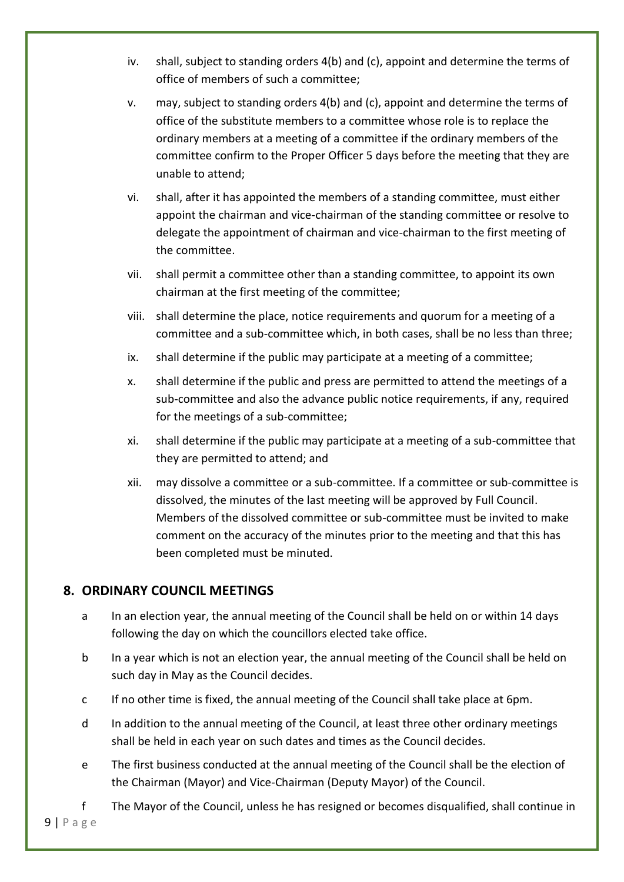iv. shall, subject to standing orders 4(b) and (c), appoint and determine the terms of office of members of such a committee;

v. may, subject to standing orders 4(b) and (c), appoint and determine the terms of office of the substitute members to a committee whose role is to replace the ordinary members at a meeting of a committee if the ordinary members of the committee confirm to the Proper Officer 5 days before the meeting that they are unable to attend;

vi. shall, after it has appointed the members of a standing committee, must either appoint the chairman and vice-chairman of the standing committee or resolve to delegate the appointment of chairman and vice-chairman to the first meeting of the committee.

vii. shall permit a committee other than a standing committee, to appoint its own chairman at the first meeting of the committee;

viii. shall determine the place, notice requirements and quorum for a meeting of a committee and a sub-committee which, in both cases, shall be no less than three;

ix. shall determine if the public may participate at a meeting of a committee;

x. shall determine if the public and press are permitted to attend the meetings of a sub-committee and also the advance public notice requirements, if any, required for the meetings of a sub-committee;

xi. shall determine if the public may participate at a meeting of a sub-committee that they are permitted to attend; and

xii. may dissolve a committee or a sub-committee. If a committee or sub-committee is dissolved, the minutes of the last meeting will be approved by Full Council. Members of the dissolved committee or sub-committee must be invited to make comment on the accuracy of the minutes prior to the meeting and that this has been completed must be minuted.

## 8. ORDINARY COUNCIL MEETINGS

a In an election year, the annual meeting of the Council shall be held on or within 14 days following the day on which the councillors elected take office.

b In a year which is not an election year, the annual meeting of the Council shall be held on such day in May as the Council decides.

c If no other time is fixed, the annual meeting of the Council shall take place at 6pm.

d In addition to the annual meeting of the Council, at least three other ordinary meetings shall be held in each year on such dates and times as the Council decides.

e The first business conducted at the annual meeting of the Council shall be the election of the Chairman (Mayor) and Vice-Chairman (Deputy Mayor) of the Council.

f The Mayor of the Council, unless he has resigned or becomes disqualified, shall continue in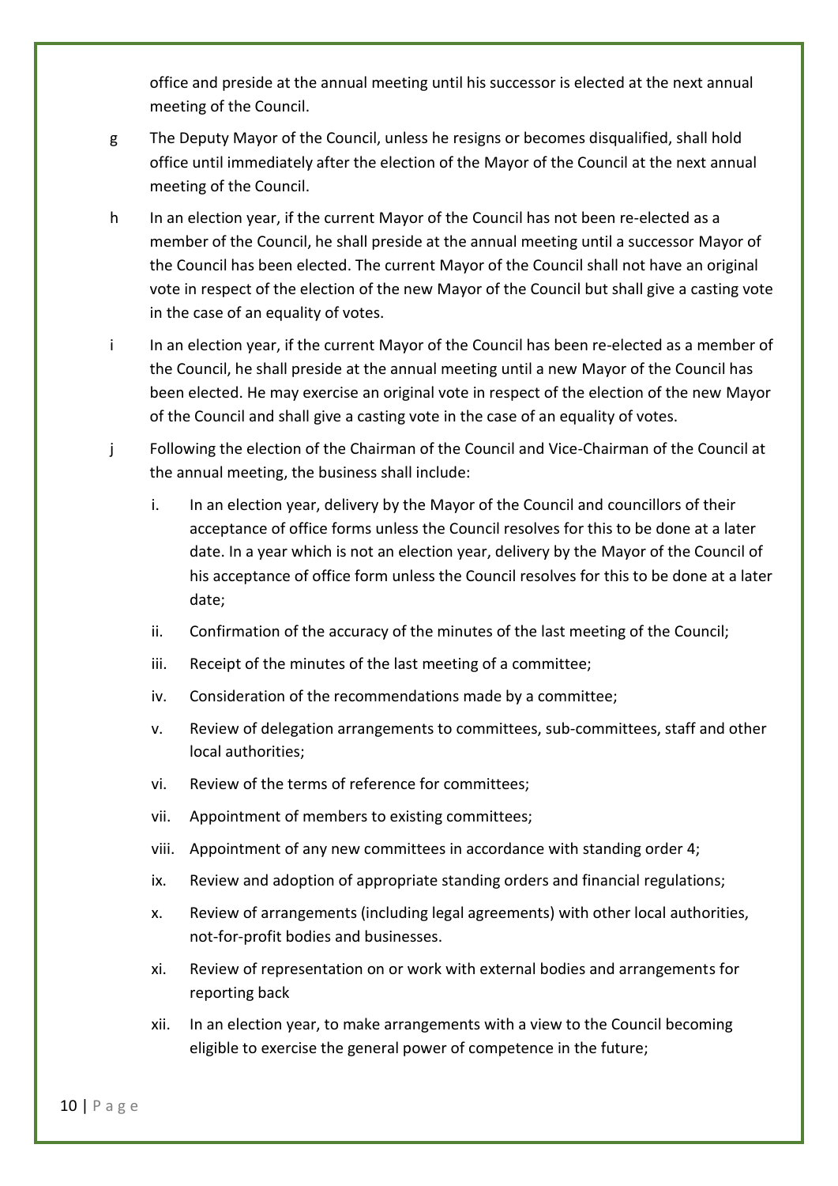office and preside at the annual meeting until his successor is elected at the next annual meeting of the Council.

g The Deputy Mayor of the Council, unless he resigns or becomes disqualified, shall hold office until immediately after the election of the Mayor of the Council at the next annual meeting of the Council.

h In an election year, if the current Mayor of the Council has not been re-elected as a member of the Council, he shall preside at the annual meeting until a successor Mayor of the Council has been elected. The current Mayor of the Council shall not have an original vote in respect of the election of the new Mayor of the Council but shall give a casting vote in the case of an equality of votes.

i In an election year, if the current Mayor of the Council has been re-elected as a member of the Council, he shall preside at the annual meeting until a new Mayor of the Council has been elected. He may exercise an original vote in respect of the election of the new Mayor of the Council and shall give a casting vote in the case of an equality of votes.

j Following the election of the Chairman of the Council and Vice-Chairman of the Council at the annual meeting, the business shall include:

i. In an election year, delivery by the Mayor of the Council and councillors of their acceptance of office forms unless the Council resolves for this to be done at a later date. In a year which is not an election year, delivery by the Mayor of the Council of his acceptance of office form unless the Council resolves for this to be done at a later date;

ii. Confirmation of the accuracy of the minutes of the last meeting of the Council;

iii. Receipt of the minutes of the last meeting of a committee;

iv. Consideration of the recommendations made by a committee;

v. Review of delegation arrangements to committees, sub-committees, staff and other local authorities;

vi. Review of the terms of reference for committees;

vii. Appointment of members to existing committees;

viii. Appointment of any new committees in accordance with standing order 4;

ix. Review and adoption of appropriate standing orders and financial regulations;

x. Review of arrangements (including legal agreements) with other local authorities, not-for-profit bodies and businesses.

xi. Review of representation on or work with external bodies and arrangements for reporting back

xii. In an election year, to make arrangements with a view to the Council becoming eligible to exercise the general power of competence in the future;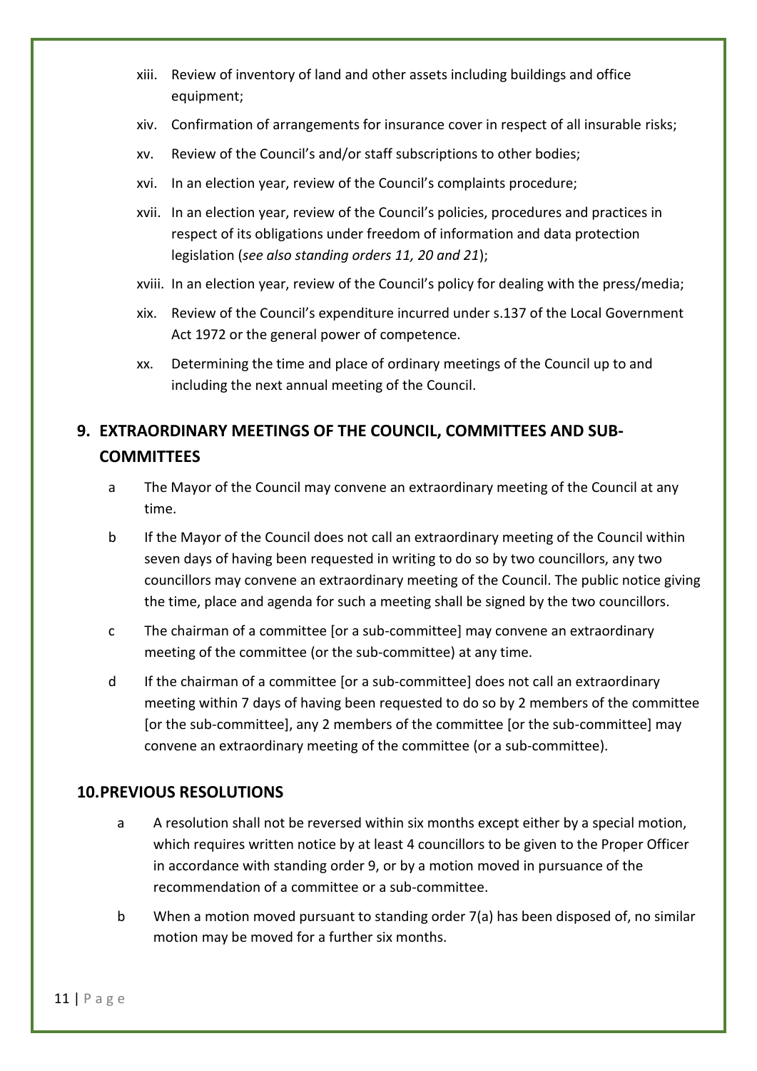xiii. Review of inventory of land and other assets including buildings and office equipment;

xiv. Confirmation of arrangements for insurance cover in respect of all insurable risks;

xv. Review of the Council's and/or staff subscriptions to other bodies;

xvi. In an election year, review of the Council's complaints procedure;

xvii. In an election year, review of the Council's policies, procedures and practices in respect of its obligations under freedom of information and data protection legislation (*see also standing orders 11, 20 and 21*);

xviii. In an election year, review of the Council's policy for dealing with the press/media;

xix. Review of the Council's expenditure incurred under s.137 of the Local Government Act 1972 or the general power of competence.

xx. Determining the time and place of ordinary meetings of the Council up to and including the next annual meeting of the Council.

## 9. EXTRAORDINARY MEETINGS OF THE COUNCIL, COMMITTEES AND SUB-COMMITTEES

a The Mayor of the Council may convene an extraordinary meeting of the Council at any time.

b If the Mayor of the Council does not call an extraordinary meeting of the Council within seven days of having been requested in writing to do so by two councillors, any two councillors may convene an extraordinary meeting of the Council. The public notice giving the time, place and agenda for such a meeting shall be signed by the two councillors.

c The chairman of a committee [or a sub-committee] may convene an extraordinary meeting of the committee (or the sub-committee) at any time.

d If the chairman of a committee [or a sub-committee] does not call an extraordinary meeting within 7 days of having been requested to do so by 2 members of the committee [or the sub-committee], any 2 members of the committee [or the sub-committee] may convene an extraordinary meeting of the committee (or a sub-committee).

## 10. PREVIOUS RESOLUTIONS

a A resolution shall not be reversed within six months except either by a special motion, which requires written notice by at least 4 councillors to be given to the Proper Officer in accordance with standing order 9, or by a motion moved in pursuance of the recommendation of a committee or a sub-committee.

b When a motion moved pursuant to standing order 7(a) has been disposed of, no similar motion may be moved for a further six months.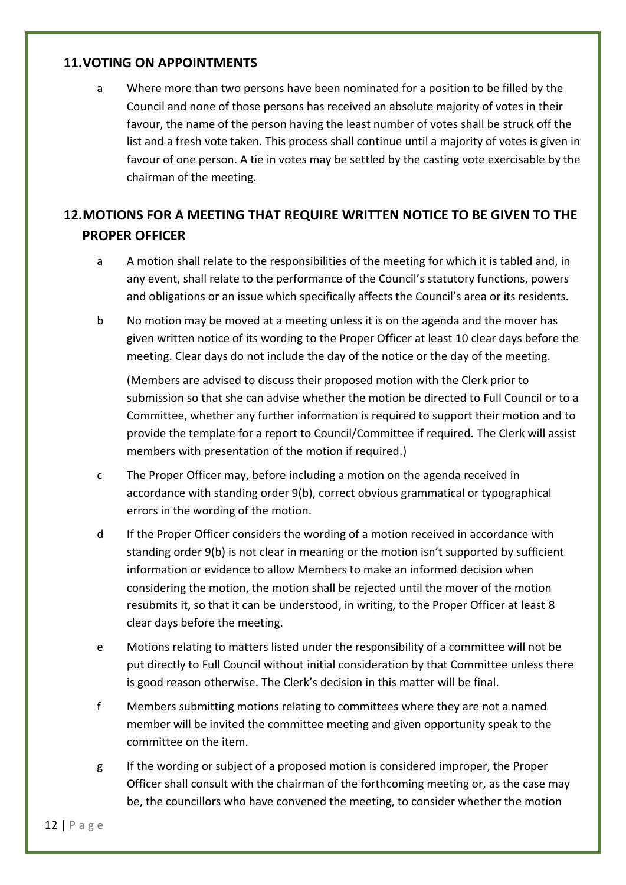## 11. VOTING ON APPOINTMENTS

a Where more than two persons have been nominated for a position to be filled by the Council and none of those persons has received an absolute majority of votes in their favour, the name of the person having the least number of votes shall be struck off the list and a fresh vote taken. This process shall continue until a majority of votes is given in favour of one person. A tie in votes may be settled by the casting vote exercisable by the chairman of the meeting.

## 12. MOTIONS FOR A MEETING THAT REQUIRE WRITTEN NOTICE TO BE GIVEN TO THE PROPER OFFICER

a A motion shall relate to the responsibilities of the meeting for which it is tabled and, in any event, shall relate to the performance of the Council's statutory functions, powers and obligations or an issue which specifically affects the Council's area or its residents.

b No motion may be moved at a meeting unless it is on the agenda and the mover has given written notice of its wording to the Proper Officer at least 10 clear days before the meeting. Clear days do not include the day of the notice or the day of the meeting.

(Members are advised to discuss their proposed motion with the Clerk prior to submission so that she can advise whether the motion be directed to Full Council or to a Committee, whether any further information is required to support their motion and to provide the template for a report to Council/Committee if required. The Clerk will assist members with presentation of the motion if required.)

c The Proper Officer may, before including a motion on the agenda received in accordance with standing order 9(b), correct obvious grammatical or typographical errors in the wording of the motion.

d If the Proper Officer considers the wording of a motion received in accordance with standing order 9(b) is not clear in meaning or the motion isn't supported by sufficient information or evidence to allow Members to make an informed decision when considering the motion, the motion shall be rejected until the mover of the motion resubmits it, so that it can be understood, in writing, to the Proper Officer at least 8 clear days before the meeting.

e Motions relating to matters listed under the responsibility of a committee will not be put directly to Full Council without initial consideration by that Committee unless there is good reason otherwise. The Clerk's decision in this matter will be final.

f Members submitting motions relating to committees where they are not a named member will be invited the committee meeting and given opportunity speak to the committee on the item.

g If the wording or subject of a proposed motion is considered improper, the Proper Officer shall consult with the chairman of the forthcoming meeting or, as the case may be, the councillors who have convened the meeting, to consider whether the motion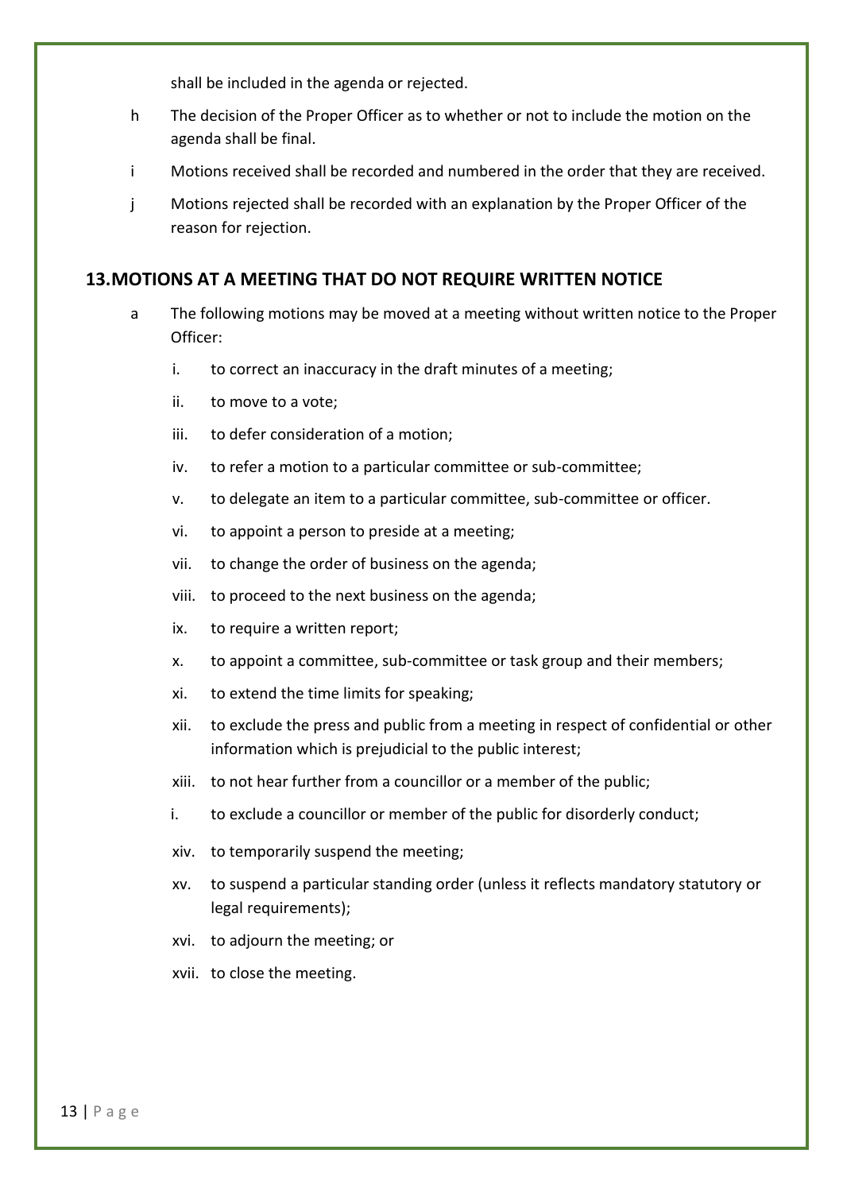shall be included in the agenda or rejected.

h The decision of the Proper Officer as to whether or not to include the motion on the agenda shall be final.

i Motions received shall be recorded and numbered in the order that they are received.

j Motions rejected shall be recorded with an explanation by the Proper Officer of the reason for rejection.

## 13.MOTIONS AT A MEETING THAT DO NOT REQUIRE WRITTEN NOTICE

a The following motions may be moved at a meeting without written notice to the Proper Officer:

- i. to correct an inaccuracy in the draft minutes of a meeting;
- ii. to move to a vote;
- iii. to defer consideration of a motion;
- iv. to refer a motion to a particular committee or sub-committee;
- v. to delegate an item to a particular committee, sub-committee or officer.
- vi. to appoint a person to preside at a meeting;
- vii. to change the order of business on the agenda;
- viii. to proceed to the next business on the agenda;
- ix. to require a written report;
- x. to appoint a committee, sub-committee or task group and their members;
- xi. to extend the time limits for speaking;
- xii. to exclude the press and public from a meeting in respect of confidential or other information which is prejudicial to the public interest;
- xiii. to not hear further from a councillor or a member of the public;
- i. to exclude a councillor or member of the public for disorderly conduct;
- xiv. to temporarily suspend the meeting;
- xv. to suspend a particular standing order (unless it reflects mandatory statutory or legal requirements);
- xvi. to adjourn the meeting; or
- xvii. to close the meeting.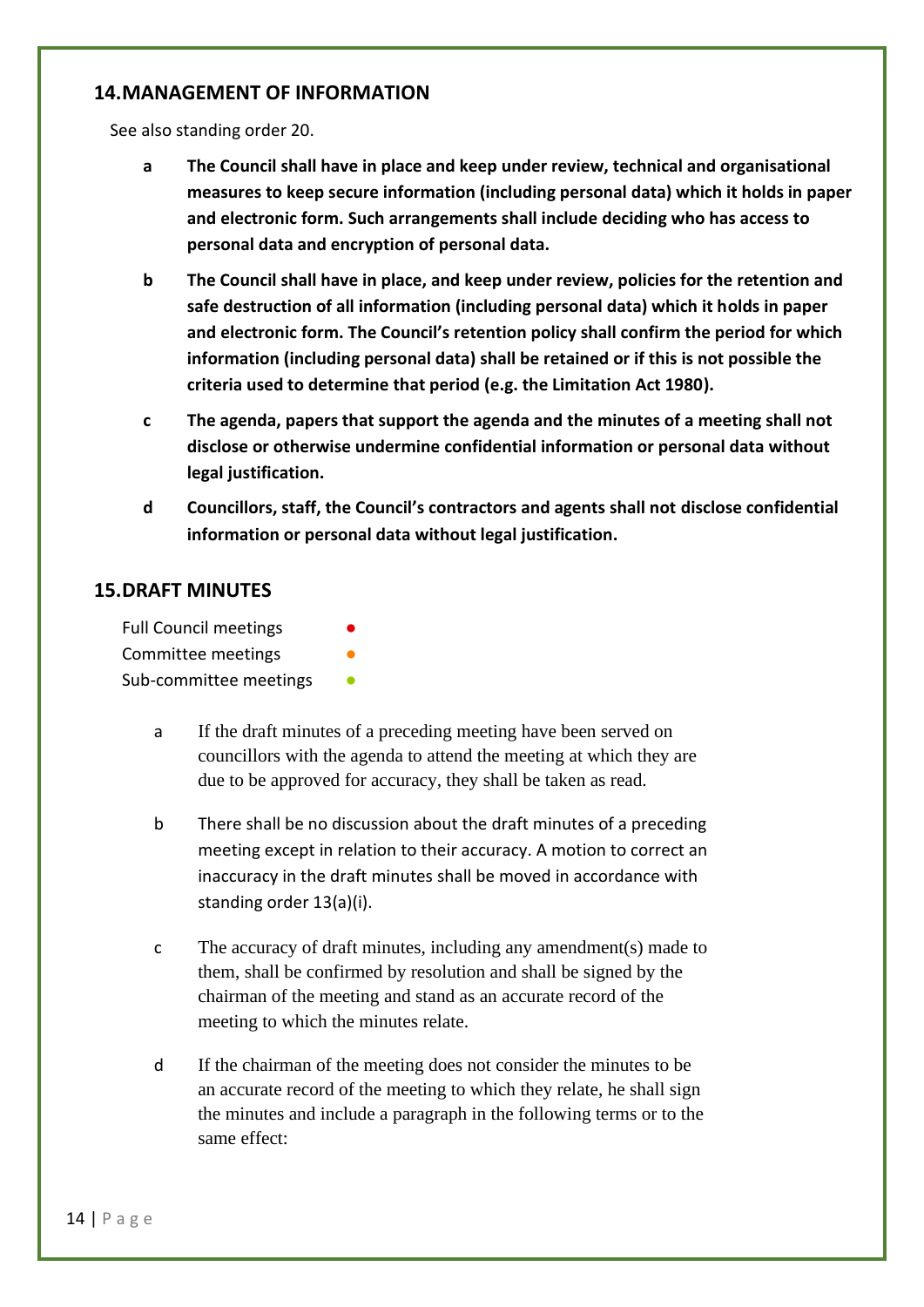## 14. MANAGEMENT OF INFORMATION

See also standing order 20.

**a** **The Council shall have in place and keep under review, technical and organisational measures to keep secure information (including personal data) which it holds in paper and electronic form. Such arrangements shall include deciding who has access to personal data and encryption of personal data.**

**b** **The Council shall have in place, and keep under review, policies for the retention and safe destruction of all information (including personal data) which it holds in paper and electronic form. The Council's retention policy shall confirm the period for which information (including personal data) shall be retained or if this is not possible the criteria used to determine that period (e.g. the Limitation Act 1980).**

**c** **The agenda, papers that support the agenda and the minutes of a meeting shall not disclose or otherwise undermine confidential information or personal data without legal justification.**

**d** **Councillors, staff, the Council's contractors and agents shall not disclose confidential information or personal data without legal justification.**

## 15. DRAFT MINUTES

Full Council meetings ●
Committee meetings ●
Sub-committee meetings ●

a If the draft minutes of a preceding meeting have been served on councillors with the agenda to attend the meeting at which they are due to be approved for accuracy, they shall be taken as read.

b There shall be no discussion about the draft minutes of a preceding meeting except in relation to their accuracy. A motion to correct an inaccuracy in the draft minutes shall be moved in accordance with standing order 13(a)(i).

c The accuracy of draft minutes, including any amendment(s) made to them, shall be confirmed by resolution and shall be signed by the chairman of the meeting and stand as an accurate record of the meeting to which the minutes relate.

d If the chairman of the meeting does not consider the minutes to be an accurate record of the meeting to which they relate, he shall sign the minutes and include a paragraph in the following terms or to the same effect: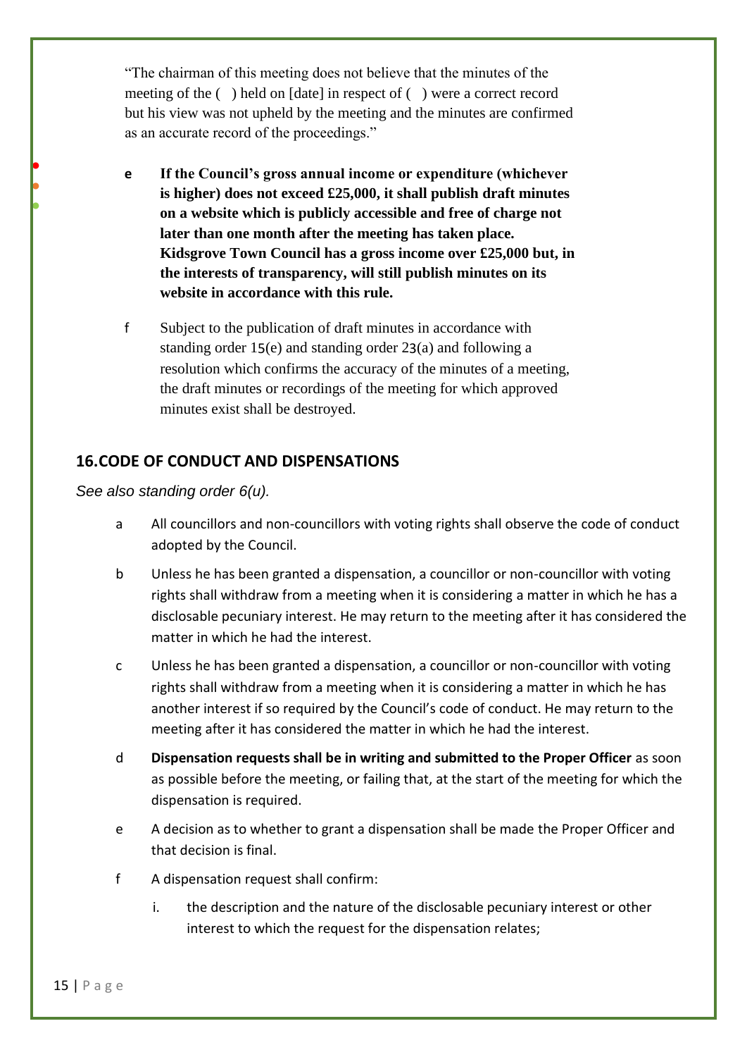"The chairman of this meeting does not believe that the minutes of the meeting of the ( ) held on [date] in respect of ( ) were a correct record but his view was not upheld by the meeting and the minutes are confirmed as an accurate record of the proceedings."

e **If the Council's gross annual income or expenditure (whichever is higher) does not exceed £25,000, it shall publish draft minutes on a website which is publicly accessible and free of charge not later than one month after the meeting has taken place. Kidsgrove Town Council has a gross income over £25,000 but, in the interests of transparency, will still publish minutes on its website in accordance with this rule.**

f Subject to the publication of draft minutes in accordance with standing order 15(e) and standing order 23(a) and following a resolution which confirms the accuracy of the minutes of a meeting, the draft minutes or recordings of the meeting for which approved minutes exist shall be destroyed.

## 16.CODE OF CONDUCT AND DISPENSATIONS

*See also standing order 6(u).*

a All councillors and non-councillors with voting rights shall observe the code of conduct adopted by the Council.

b Unless he has been granted a dispensation, a councillor or non-councillor with voting rights shall withdraw from a meeting when it is considering a matter in which he has a disclosable pecuniary interest. He may return to the meeting after it has considered the matter in which he had the interest.

c Unless he has been granted a dispensation, a councillor or non-councillor with voting rights shall withdraw from a meeting when it is considering a matter in which he has another interest if so required by the Council's code of conduct. He may return to the meeting after it has considered the matter in which he had the interest.

d **Dispensation requests shall be in writing and submitted to the Proper Officer** as soon as possible before the meeting, or failing that, at the start of the meeting for which the dispensation is required.

e A decision as to whether to grant a dispensation shall be made the Proper Officer and that decision is final.

f A dispensation request shall confirm:

i. the description and the nature of the disclosable pecuniary interest or other interest to which the request for the dispensation relates;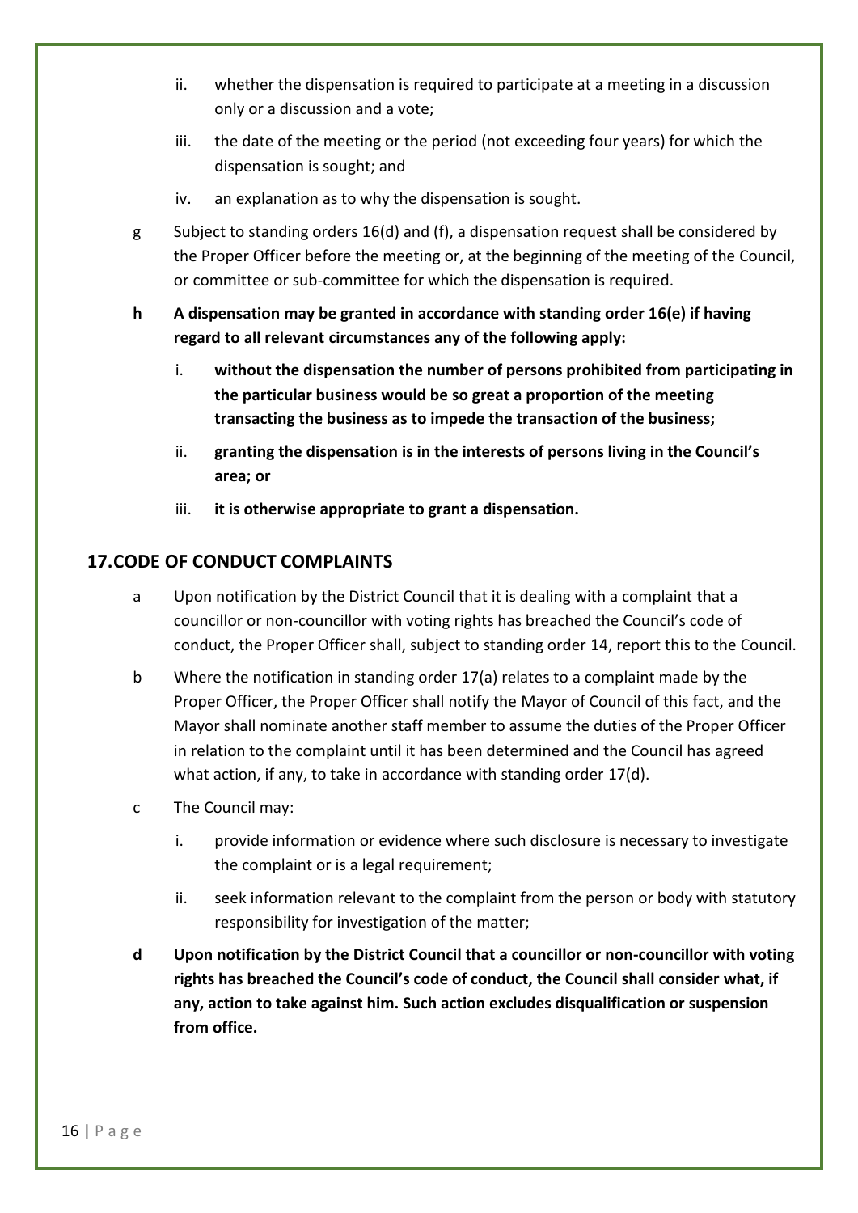- ii. whether the dispensation is required to participate at a meeting in a discussion only or a discussion and a vote;
   - iii. the date of the meeting or the period (not exceeding four years) for which the dispensation is sought; and
   - iv. an explanation as to why the dispensation is sought.

g Subject to standing orders 16(d) and (f), a dispensation request shall be considered by the Proper Officer before the meeting or, at the beginning of the meeting of the Council, or committee or sub-committee for which the dispensation is required.

**h A dispensation may be granted in accordance with standing order 16(e) if having regard to all relevant circumstances any of the following apply:**

   - i. **without the dispensation the number of persons prohibited from participating in the particular business would be so great a proportion of the meeting transacting the business as to impede the transaction of the business;**
   - ii. **granting the dispensation is in the interests of persons living in the Council's area; or**
   - iii. **it is otherwise appropriate to grant a dispensation.**

## 17. CODE OF CONDUCT COMPLAINTS

a Upon notification by the District Council that it is dealing with a complaint that a councillor or non-councillor with voting rights has breached the Council's code of conduct, the Proper Officer shall, subject to standing order 14, report this to the Council.

b Where the notification in standing order 17(a) relates to a complaint made by the Proper Officer, the Proper Officer shall notify the Mayor of Council of this fact, and the Mayor shall nominate another staff member to assume the duties of the Proper Officer in relation to the complaint until it has been determined and the Council has agreed what action, if any, to take in accordance with standing order 17(d).

c The Council may:

   - i. provide information or evidence where such disclosure is necessary to investigate the complaint or is a legal requirement;
   - ii. seek information relevant to the complaint from the person or body with statutory responsibility for investigation of the matter;

**d Upon notification by the District Council that a councillor or non-councillor with voting rights has breached the Council's code of conduct, the Council shall consider what, if any, action to take against him. Such action excludes disqualification or suspension from office.**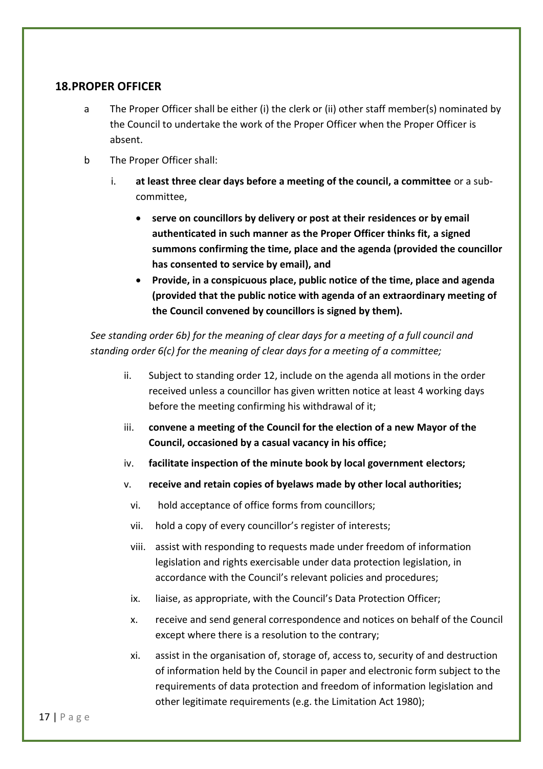## 18. PROPER OFFICER

a The Proper Officer shall be either (i) the clerk or (ii) other staff member(s) nominated by the Council to undertake the work of the Proper Officer when the Proper Officer is absent.

b The Proper Officer shall:

i. **at least three clear days before a meeting of the council, a committee** or a sub-committee,

- **serve on councillors by delivery or post at their residences or by email authenticated in such manner as the Proper Officer thinks fit, a signed summons confirming the time, place and the agenda (provided the councillor has consented to service by email), and**
- **Provide, in a conspicuous place, public notice of the time, place and agenda (provided that the public notice with agenda of an extraordinary meeting of the Council convened by councillors is signed by them).**

*See standing order 6b) for the meaning of clear days for a meeting of a full council and standing order 6(c) for the meaning of clear days for a meeting of a committee;*

ii. Subject to standing order 12, include on the agenda all motions in the order received unless a councillor has given written notice at least 4 working days before the meeting confirming his withdrawal of it;

iii. **convene a meeting of the Council for the election of a new Mayor of the Council, occasioned by a casual vacancy in his office;**

iv. **facilitate inspection of the minute book by local government electors;**

v. **receive and retain copies of byelaws made by other local authorities;**

vi. hold acceptance of office forms from councillors;

vii. hold a copy of every councillor's register of interests;

viii. assist with responding to requests made under freedom of information legislation and rights exercisable under data protection legislation, in accordance with the Council's relevant policies and procedures;

ix. liaise, as appropriate, with the Council's Data Protection Officer;

x. receive and send general correspondence and notices on behalf of the Council except where there is a resolution to the contrary;

xi. assist in the organisation of, storage of, access to, security of and destruction of information held by the Council in paper and electronic form subject to the requirements of data protection and freedom of information legislation and other legitimate requirements (e.g. the Limitation Act 1980);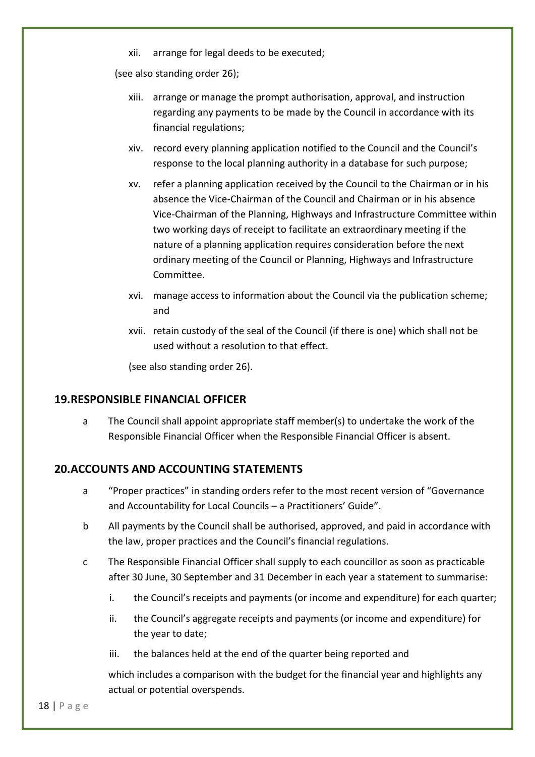xii. arrange for legal deeds to be executed;

(see also standing order 26);

xiii. arrange or manage the prompt authorisation, approval, and instruction regarding any payments to be made by the Council in accordance with its financial regulations;

xiv. record every planning application notified to the Council and the Council's response to the local planning authority in a database for such purpose;

xv. refer a planning application received by the Council to the Chairman or in his absence the Vice-Chairman of the Council and Chairman or in his absence Vice-Chairman of the Planning, Highways and Infrastructure Committee within two working days of receipt to facilitate an extraordinary meeting if the nature of a planning application requires consideration before the next ordinary meeting of the Council or Planning, Highways and Infrastructure Committee.

xvi. manage access to information about the Council via the publication scheme; and

xvii. retain custody of the seal of the Council (if there is one) which shall not be used without a resolution to that effect.

(see also standing order 26).

## 19. RESPONSIBLE FINANCIAL OFFICER

a The Council shall appoint appropriate staff member(s) to undertake the work of the Responsible Financial Officer when the Responsible Financial Officer is absent.

## 20. ACCOUNTS AND ACCOUNTING STATEMENTS

a "Proper practices" in standing orders refer to the most recent version of "Governance and Accountability for Local Councils – a Practitioners' Guide".

b All payments by the Council shall be authorised, approved, and paid in accordance with the law, proper practices and the Council's financial regulations.

c The Responsible Financial Officer shall supply to each councillor as soon as practicable after 30 June, 30 September and 31 December in each year a statement to summarise:

i. the Council's receipts and payments (or income and expenditure) for each quarter;

ii. the Council's aggregate receipts and payments (or income and expenditure) for the year to date;

iii. the balances held at the end of the quarter being reported and

which includes a comparison with the budget for the financial year and highlights any actual or potential overspends.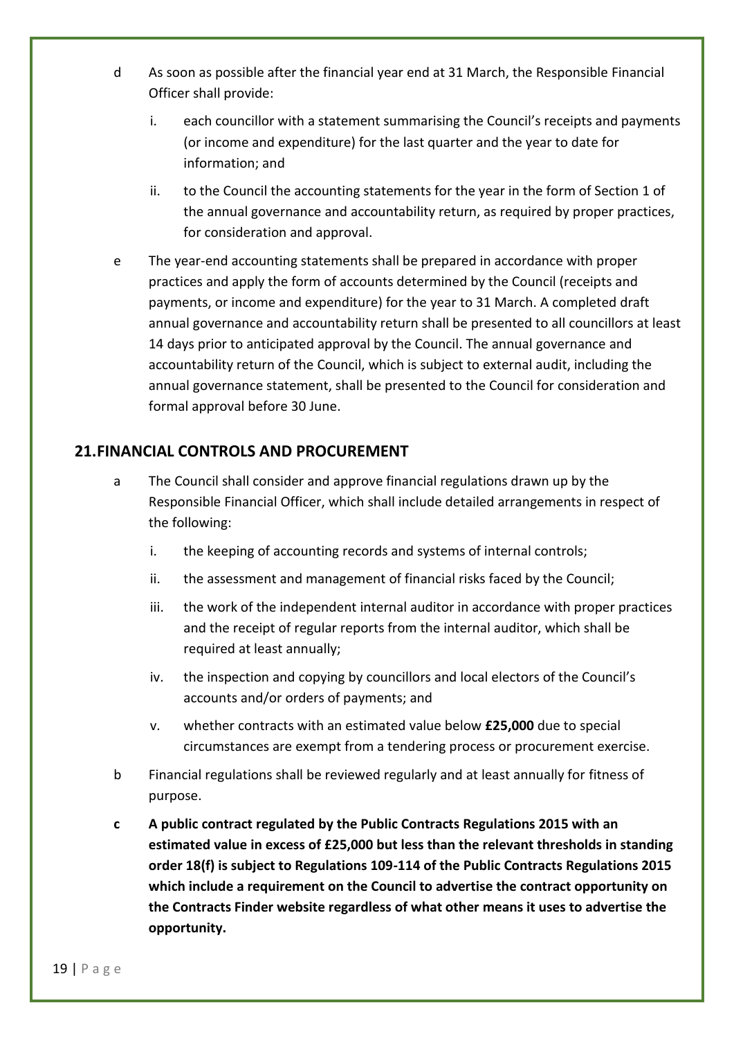d As soon as possible after the financial year end at 31 March, the Responsible Financial Officer shall provide:

  i. each councillor with a statement summarising the Council's receipts and payments (or income and expenditure) for the last quarter and the year to date for information; and

  ii. to the Council the accounting statements for the year in the form of Section 1 of the annual governance and accountability return, as required by proper practices, for consideration and approval.

e The year-end accounting statements shall be prepared in accordance with proper practices and apply the form of accounts determined by the Council (receipts and payments, or income and expenditure) for the year to 31 March. A completed draft annual governance and accountability return shall be presented to all councillors at least 14 days prior to anticipated approval by the Council. The annual governance and accountability return of the Council, which is subject to external audit, including the annual governance statement, shall be presented to the Council for consideration and formal approval before 30 June.

## 21. FINANCIAL CONTROLS AND PROCUREMENT

a The Council shall consider and approve financial regulations drawn up by the Responsible Financial Officer, which shall include detailed arrangements in respect of the following:

  i. the keeping of accounting records and systems of internal controls;

  ii. the assessment and management of financial risks faced by the Council;

  iii. the work of the independent internal auditor in accordance with proper practices and the receipt of regular reports from the internal auditor, which shall be required at least annually;

  iv. the inspection and copying by councillors and local electors of the Council's accounts and/or orders of payments; and

  v. whether contracts with an estimated value below **£25,000** due to special circumstances are exempt from a tendering process or procurement exercise.

b Financial regulations shall be reviewed regularly and at least annually for fitness of purpose.

**c A public contract regulated by the Public Contracts Regulations 2015 with an estimated value in excess of £25,000 but less than the relevant thresholds in standing order 18(f) is subject to Regulations 109-114 of the Public Contracts Regulations 2015 which include a requirement on the Council to advertise the contract opportunity on the Contracts Finder website regardless of what other means it uses to advertise the opportunity.**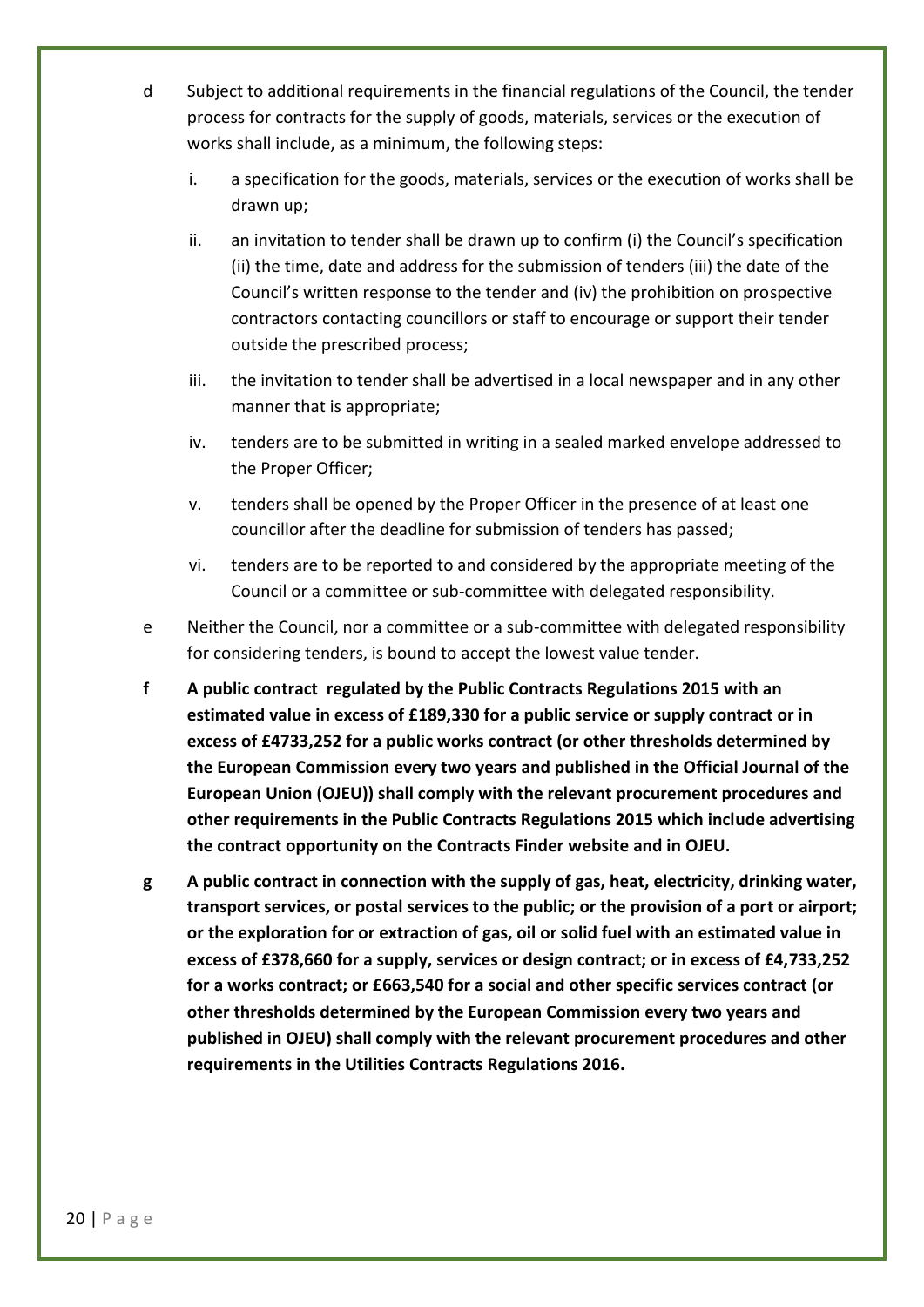d Subject to additional requirements in the financial regulations of the Council, the tender process for contracts for the supply of goods, materials, services or the execution of works shall include, as a minimum, the following steps:

   i. a specification for the goods, materials, services or the execution of works shall be drawn up;

   ii. an invitation to tender shall be drawn up to confirm (i) the Council's specification (ii) the time, date and address for the submission of tenders (iii) the date of the Council's written response to the tender and (iv) the prohibition on prospective contractors contacting councillors or staff to encourage or support their tender outside the prescribed process;

   iii. the invitation to tender shall be advertised in a local newspaper and in any other manner that is appropriate;

   iv. tenders are to be submitted in writing in a sealed marked envelope addressed to the Proper Officer;

   v. tenders shall be opened by the Proper Officer in the presence of at least one councillor after the deadline for submission of tenders has passed;

   vi. tenders are to be reported to and considered by the appropriate meeting of the Council or a committee or sub-committee with delegated responsibility.

e Neither the Council, nor a committee or a sub-committee with delegated responsibility for considering tenders, is bound to accept the lowest value tender.

**f A public contract regulated by the Public Contracts Regulations 2015 with an estimated value in excess of £189,330 for a public service or supply contract or in excess of £4733,252 for a public works contract (or other thresholds determined by the European Commission every two years and published in the Official Journal of the European Union (OJEU)) shall comply with the relevant procurement procedures and other requirements in the Public Contracts Regulations 2015 which include advertising the contract opportunity on the Contracts Finder website and in OJEU.**

**g A public contract in connection with the supply of gas, heat, electricity, drinking water, transport services, or postal services to the public; or the provision of a port or airport; or the exploration for or extraction of gas, oil or solid fuel with an estimated value in excess of £378,660 for a supply, services or design contract; or in excess of £4,733,252 for a works contract; or £663,540 for a social and other specific services contract (or other thresholds determined by the European Commission every two years and published in OJEU) shall comply with the relevant procurement procedures and other requirements in the Utilities Contracts Regulations 2016.**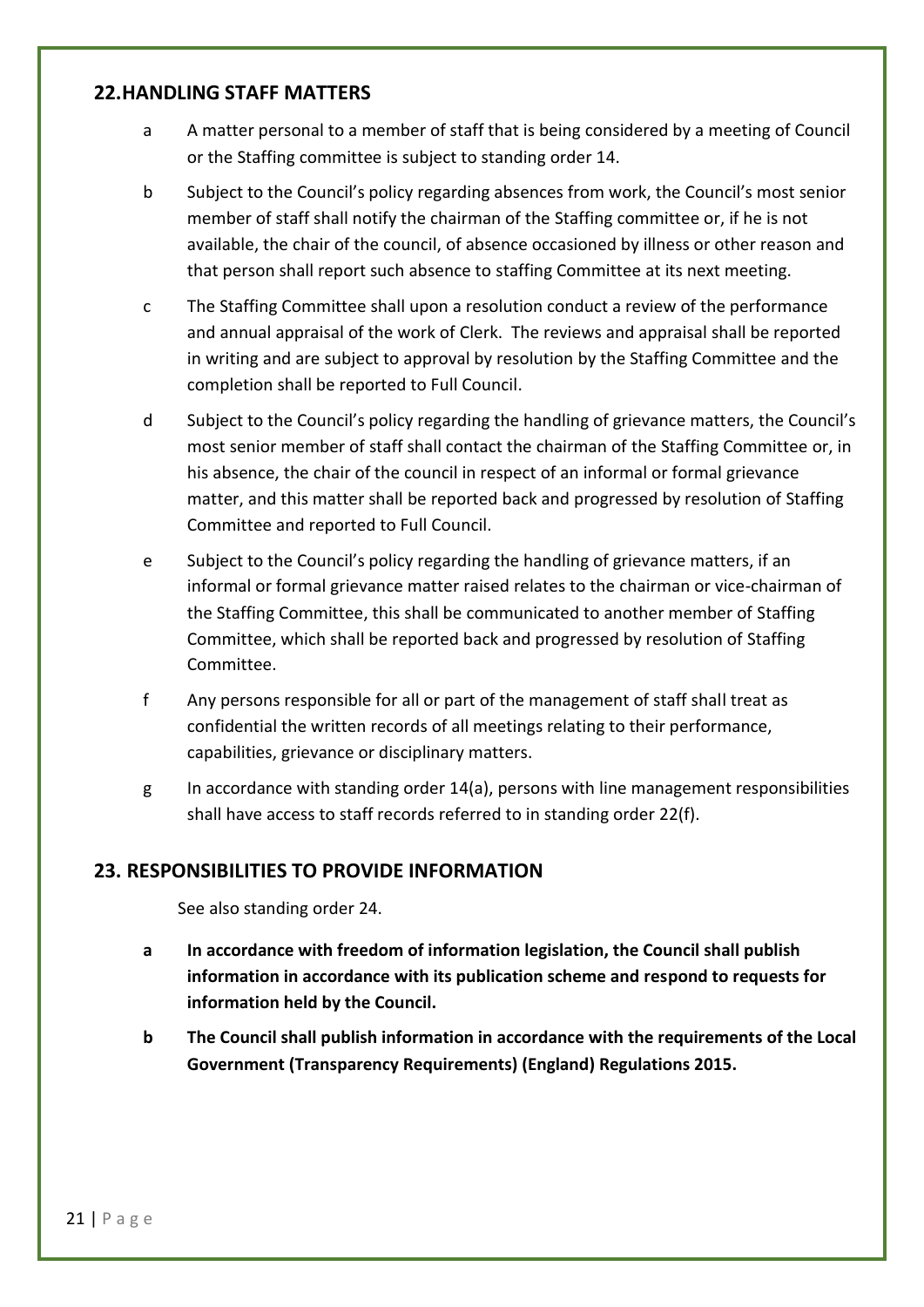## 22. HANDLING STAFF MATTERS

a A matter personal to a member of staff that is being considered by a meeting of Council or the Staffing committee is subject to standing order 14.

b Subject to the Council's policy regarding absences from work, the Council's most senior member of staff shall notify the chairman of the Staffing committee or, if he is not available, the chair of the council, of absence occasioned by illness or other reason and that person shall report such absence to staffing Committee at its next meeting.

c The Staffing Committee shall upon a resolution conduct a review of the performance and annual appraisal of the work of Clerk. The reviews and appraisal shall be reported in writing and are subject to approval by resolution by the Staffing Committee and the completion shall be reported to Full Council.

d Subject to the Council's policy regarding the handling of grievance matters, the Council's most senior member of staff shall contact the chairman of the Staffing Committee or, in his absence, the chair of the council in respect of an informal or formal grievance matter, and this matter shall be reported back and progressed by resolution of Staffing Committee and reported to Full Council.

e Subject to the Council's policy regarding the handling of grievance matters, if an informal or formal grievance matter raised relates to the chairman or vice-chairman of the Staffing Committee, this shall be communicated to another member of Staffing Committee, which shall be reported back and progressed by resolution of Staffing Committee.

f Any persons responsible for all or part of the management of staff shall treat as confidential the written records of all meetings relating to their performance, capabilities, grievance or disciplinary matters.

g In accordance with standing order 14(a), persons with line management responsibilities shall have access to staff records referred to in standing order 22(f).

## 23. RESPONSIBILITIES TO PROVIDE INFORMATION

See also standing order 24.

**a In accordance with freedom of information legislation, the Council shall publish information in accordance with its publication scheme and respond to requests for information held by the Council.**

**b The Council shall publish information in accordance with the requirements of the Local Government (Transparency Requirements) (England) Regulations 2015.**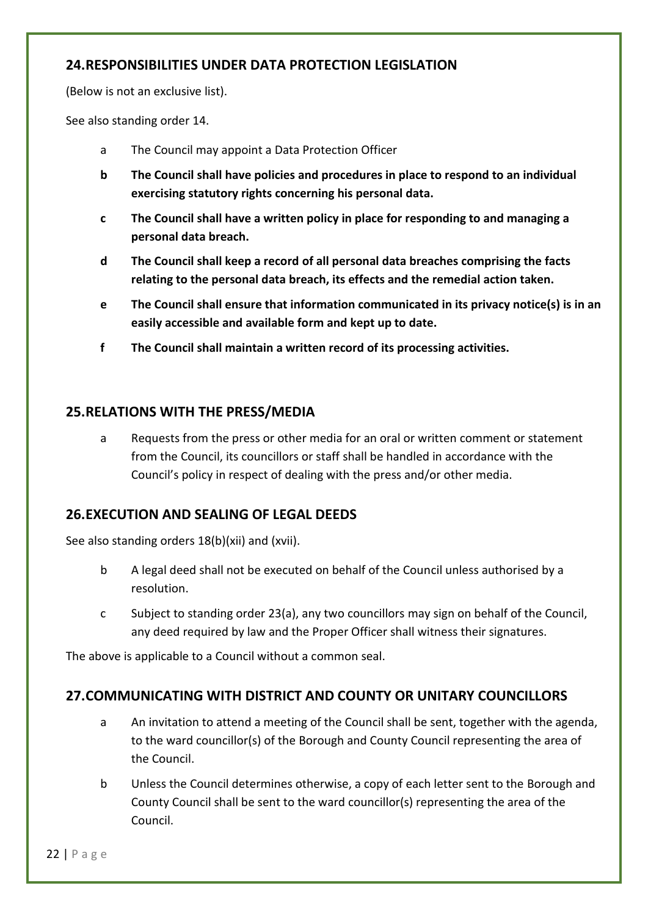## 24. RESPONSIBILITIES UNDER DATA PROTECTION LEGISLATION

(Below is not an exclusive list).

See also standing order 14.

a The Council may appoint a Data Protection Officer

**b The Council shall have policies and procedures in place to respond to an individual exercising statutory rights concerning his personal data.**

**c The Council shall have a written policy in place for responding to and managing a personal data breach.**

**d The Council shall keep a record of all personal data breaches comprising the facts relating to the personal data breach, its effects and the remedial action taken.**

**e The Council shall ensure that information communicated in its privacy notice(s) is in an easily accessible and available form and kept up to date.**

**f The Council shall maintain a written record of its processing activities.**

## 25. RELATIONS WITH THE PRESS/MEDIA

a Requests from the press or other media for an oral or written comment or statement from the Council, its councillors or staff shall be handled in accordance with the Council's policy in respect of dealing with the press and/or other media.

## 26. EXECUTION AND SEALING OF LEGAL DEEDS

See also standing orders 18(b)(xii) and (xvii).

b A legal deed shall not be executed on behalf of the Council unless authorised by a resolution.

c Subject to standing order 23(a), any two councillors may sign on behalf of the Council, any deed required by law and the Proper Officer shall witness their signatures.

The above is applicable to a Council without a common seal.

## 27. COMMUNICATING WITH DISTRICT AND COUNTY OR UNITARY COUNCILLORS

a An invitation to attend a meeting of the Council shall be sent, together with the agenda, to the ward councillor(s) of the Borough and County Council representing the area of the Council.

b Unless the Council determines otherwise, a copy of each letter sent to the Borough and County Council shall be sent to the ward councillor(s) representing the area of the Council.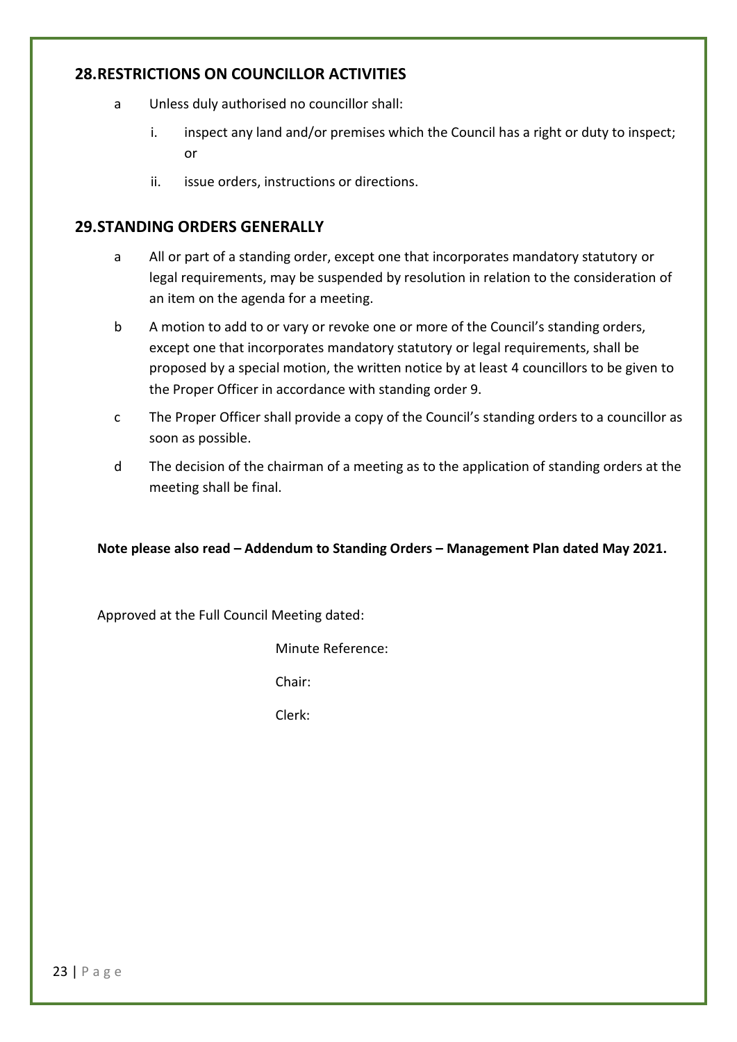## 28.RESTRICTIONS ON COUNCILLOR ACTIVITIES

a Unless duly authorised no councillor shall:

i. inspect any land and/or premises which the Council has a right or duty to inspect; or

ii. issue orders, instructions or directions.

## 29.STANDING ORDERS GENERALLY

a All or part of a standing order, except one that incorporates mandatory statutory or legal requirements, may be suspended by resolution in relation to the consideration of an item on the agenda for a meeting.

b A motion to add to or vary or revoke one or more of the Council's standing orders, except one that incorporates mandatory statutory or legal requirements, shall be proposed by a special motion, the written notice by at least 4 councillors to be given to the Proper Officer in accordance with standing order 9.

c The Proper Officer shall provide a copy of the Council's standing orders to a councillor as soon as possible.

d The decision of the chairman of a meeting as to the application of standing orders at the meeting shall be final.

**Note please also read – Addendum to Standing Orders – Management Plan dated May 2021.**

Approved at the Full Council Meeting dated:

Minute Reference:

Chair:

Clerk: